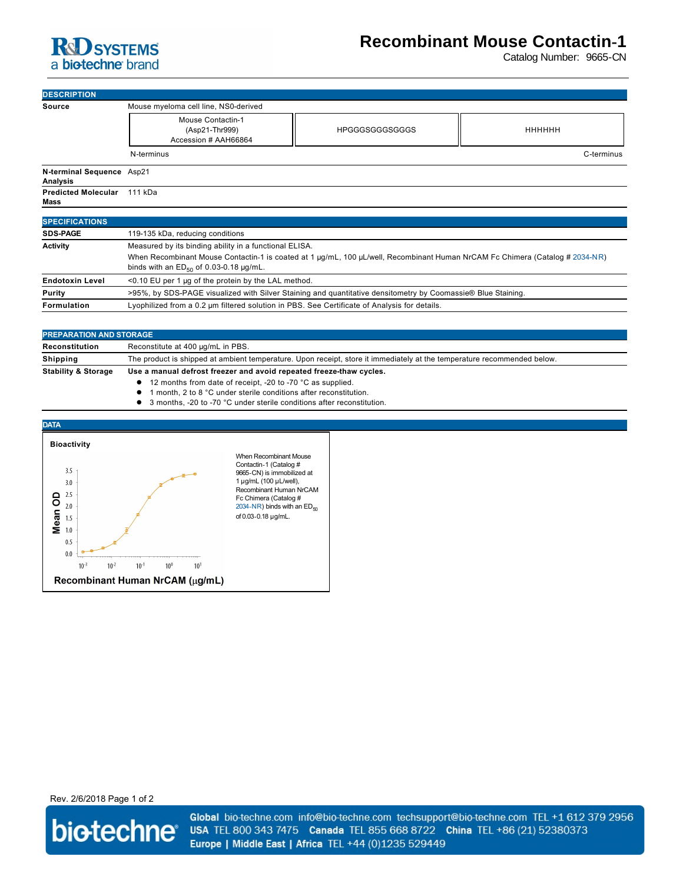# Recombinant Mouse Contactin-1

Catalog Number: 9665-CN

## DESCRIPTION

**Source**: Mouse myeloma cell line, NS0-derived

| Mouse Contactin-1 (Asp21-Thr999) Accession # AAH66864 | HPGGGSGGGSGGGS | HHHHHH |
|---|---|---|
| N-terminus | | C-terminus |

**N-terminal Sequence Analysis**: Asp21

**Predicted Molecular Mass**: 111 kDa

## SPECIFICATIONS

**SDS-PAGE**: 119-135 kDa, reducing conditions

**Activity**: Measured by its binding ability in a functional ELISA.
When Recombinant Mouse Contactin-1 is coated at 1 µg/mL, 100 µL/well, Recombinant Human NrCAM Fc Chimera (Catalog # 2034-NR) binds with an $ED_{50}$ of 0.03-0.18 µg/mL.

**Endotoxin Level**: <0.10 EU per 1 µg of the protein by the LAL method.

**Purity**: >95%, by SDS-PAGE visualized with Silver Staining and quantitative densitometry by Coomassie® Blue Staining.

**Formulation**: Lyophilized from a 0.2 µm filtered solution in PBS. See Certificate of Analysis for details.

## PREPARATION AND STORAGE

**Reconstitution**: Reconstitute at 400 µg/mL in PBS.

**Shipping**: The product is shipped at ambient temperature. Upon receipt, store it immediately at the temperature recommended below.

**Stability & Storage**: **Use a manual defrost freezer and avoid repeated freeze-thaw cycles.**

- 12 months from date of receipt, -20 to -70 °C as supplied.
- 1 month, 2 to 8 °C under sterile conditions after reconstitution.
- 3 months, -20 to -70 °C under sterile conditions after reconstitution.

## DATA

**Bioactivity**

When Recombinant Mouse Contactin-1 (Catalog # 9665-CN) is immobilized at 1 µg/mL (100 µL/well), Recombinant Human NrCAM Fc Chimera (Catalog # 2034-NR) binds with an $ED_{50}$ of 0.03-0.18 µg/mL.

Rev. 2/6/2018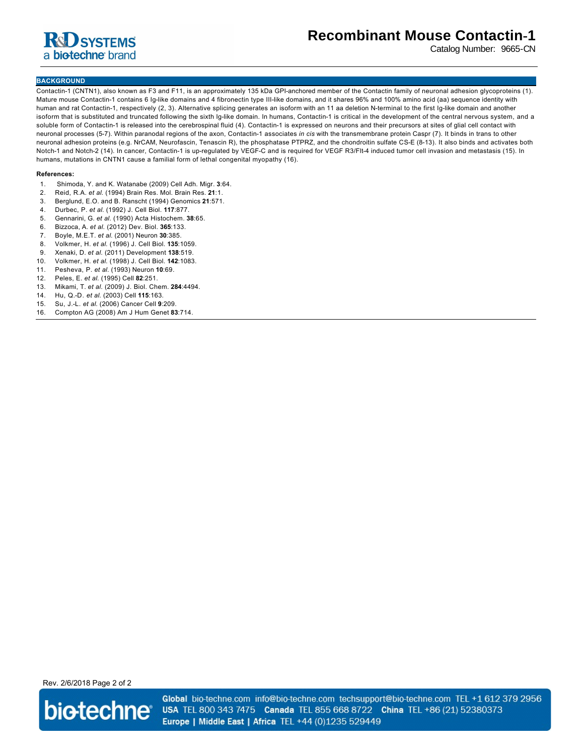# Recombinant Mouse Contactin-1

Catalog Number: 9665-CN

## BACKGROUND

Contactin-1 (CNTN1), also known as F3 and F11, is an approximately 135 kDa GPI-anchored member of the Contactin family of neuronal adhesion glycoproteins (1). Mature mouse Contactin-1 contains 6 Ig-like domains and 4 fibronectin type III-like domains, and it shares 96% and 100% amino acid (aa) sequence identity with human and rat Contactin-1, respectively (2, 3). Alternative splicing generates an isoform with an 11 aa deletion N-terminal to the first Ig-like domain and another isoform that is substituted and truncated following the sixth Ig-like domain. In humans, Contactin-1 is critical in the development of the central nervous system, and a soluble form of Contactin-1 is released into the cerebrospinal fluid (4). Contactin-1 is expressed on neurons and their precursors at sites of glial cell contact with neuronal processes (5-7). Within paranodal regions of the axon, Contactin-1 associates *in cis* with the transmembrane protein Caspr (7). It binds in trans to other neuronal adhesion proteins (e.g. NrCAM, Neurofascin, Tenascin R), the phosphatase PTPRZ, and the chondroitin sulfate CS-E (8-13). It also binds and activates both Notch-1 and Notch-2 (14). In cancer, Contactin-1 is up-regulated by VEGF-C and is required for VEGF R3/Flt-4 induced tumor cell invasion and metastasis (15). In humans, mutations in CNTN1 cause a familial form of lethal congenital myopathy (16).

**References:**

1. Shimoda, Y. and K. Watanabe (2009) Cell Adh. Migr. **3**:64.
2. Reid, R.A. *et al.* (1994) Brain Res. Mol. Brain Res. **21**:1.
3. Berglund, E.O. and B. Ranscht (1994) Genomics **21**:571.
4. Durbec, P. *et al.* (1992) J. Cell Biol. **117**:877.
5. Gennarini, G. *et al.* (1990) Acta Histochem. **38**:65.
6. Bizzoca, A. *et al.* (2012) Dev. Biol. **365**:133.
7. Boyle, M.E.T. *et al.* (2001) Neuron **30**:385.
8. Volkmer, H. *et al.* (1996) J. Cell Biol. **135**:1059.
9. Xenaki, D. *et al.* (2011) Development **138**:519.
10. Volkmer, H. *et al.* (1998) J. Cell Biol. **142**:1083.
11. Pesheva, P. *et al.* (1993) Neuron **10**:69.
12. Peles, E. *et al.* (1995) Cell **82**:251.
13. Mikami, T. *et al.* (2009) J. Biol. Chem. **284**:4494.
14. Hu, Q.-D. *et al.* (2003) Cell **115**:163.
15. Su, J.-L. *et al.* (2006) Cancer Cell **9**:209.
16. Compton AG (2008) Am J Hum Genet **83**:714.

Rev. 2/6/2018

**Global** bio-techne.com info@bio-techne.com techsupport@bio-techne.com TEL +1 612 379 2956 **USA** TEL 800 343 7475 **Canada** TEL 855 668 8722 **China** TEL +86 (21) 52380373 **Europe | Middle East | Africa** TEL +44 (0)1235 529449